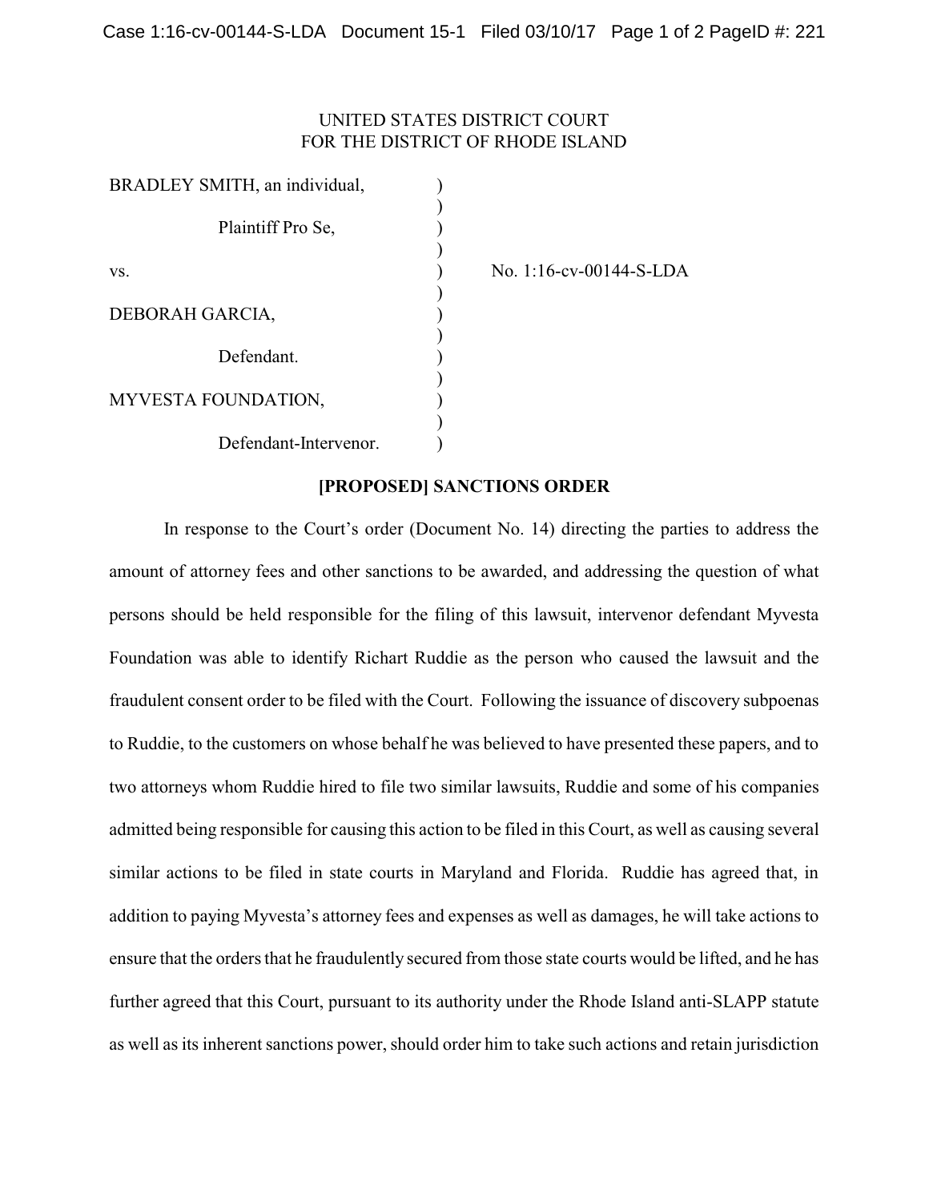UNITED STATES DISTRICT COURT
FOR THE DISTRICT OF RHODE ISLAND

| | | |
|---|---|---|
| BRADLEY SMITH, an individual, | ) | |
| Plaintiff Pro Se, | ) | |
| vs. | ) | No. 1:16-cv-00144-S-LDA |
| DEBORAH GARCIA, | ) | |
| Defendant. | ) | |
| MYVESTA FOUNDATION, | ) | |
| Defendant-Intervenor. | ) | |

**[PROPOSED] SANCTIONS ORDER**

In response to the Court's order (Document No. 14) directing the parties to address the amount of attorney fees and other sanctions to be awarded, and addressing the question of what persons should be held responsible for the filing of this lawsuit, intervenor defendant Myvesta Foundation was able to identify Richart Ruddie as the person who caused the lawsuit and the fraudulent consent order to be filed with the Court. Following the issuance of discovery subpoenas to Ruddie, to the customers on whose behalf he was believed to have presented these papers, and to two attorneys whom Ruddie hired to file two similar lawsuits, Ruddie and some of his companies admitted being responsible for causing this action to be filed in this Court, as well as causing several similar actions to be filed in state courts in Maryland and Florida. Ruddie has agreed that, in addition to paying Myvesta's attorney fees and expenses as well as damages, he will take actions to ensure that the orders that he fraudulently secured from those state courts would be lifted, and he has further agreed that this Court, pursuant to its authority under the Rhode Island anti-SLAPP statute as well as its inherent sanctions power, should order him to take such actions and retain jurisdiction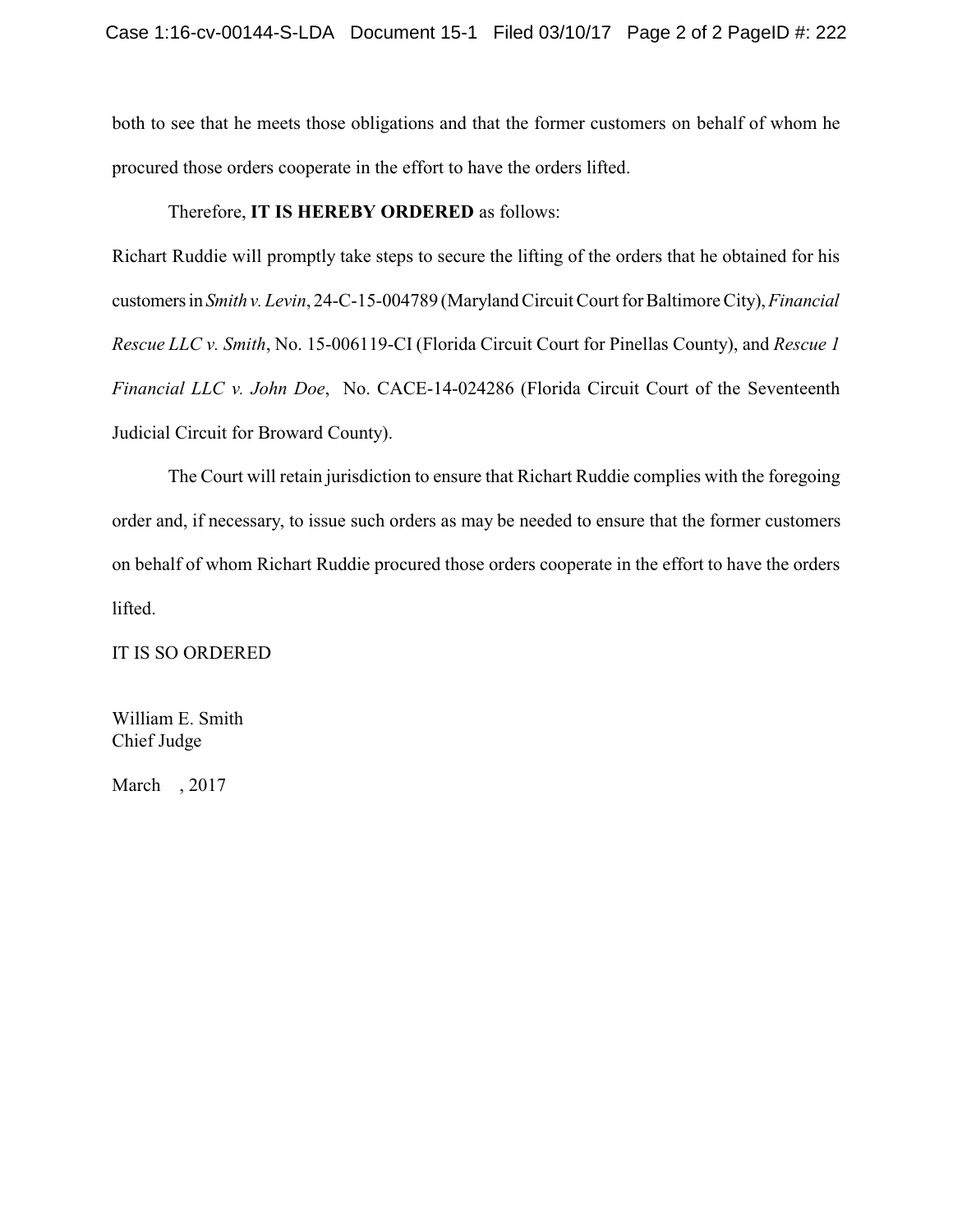both to see that he meets those obligations and that the former customers on behalf of whom he procured those orders cooperate in the effort to have the orders lifted.

Therefore, **IT IS HEREBY ORDERED** as follows:

Richart Ruddie will promptly take steps to secure the lifting of the orders that he obtained for his customers in *Smith v. Levin*, 24-C-15-004789 (Maryland Circuit Court for Baltimore City), *Financial Rescue LLC v. Smith*, No. 15-006119-CI (Florida Circuit Court for Pinellas County), and *Rescue 1 Financial LLC v. John Doe*, No. CACE-14-024286 (Florida Circuit Court of the Seventeenth Judicial Circuit for Broward County).

The Court will retain jurisdiction to ensure that Richart Ruddie complies with the foregoing order and, if necessary, to issue such orders as may be needed to ensure that the former customers on behalf of whom Richart Ruddie procured those orders cooperate in the effort to have the orders lifted.

IT IS SO ORDERED

William E. Smith
Chief Judge

March , 2017